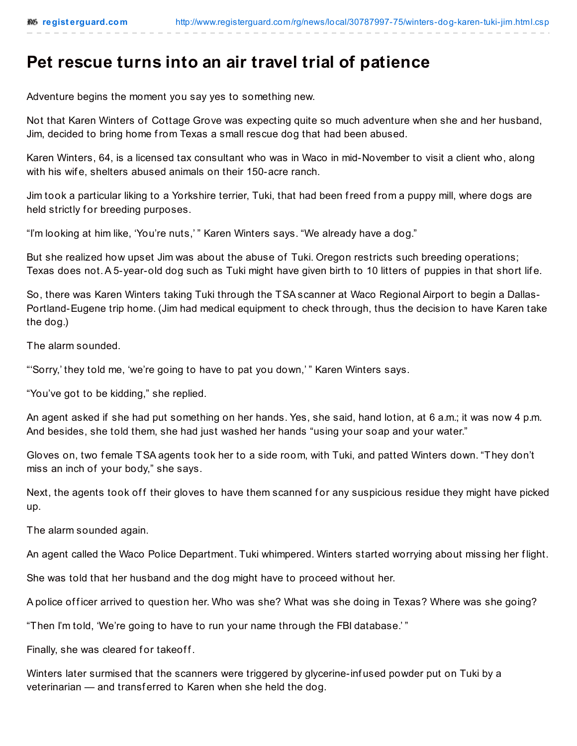# Pet rescue turns into an air travel trial of patience

Adventure begins the moment you say yes to something new.

Not that Karen Winters of Cottage Grove was expecting quite so much adventure when she and her husband, Jim, decided to bring home from Texas a small rescue dog that had been abused.

Karen Winters, 64, is a licensed tax consultant who was in Waco in mid-November to visit a client who, along with his wife, shelters abused animals on their 150-acre ranch.

Jim took a particular liking to a Yorkshire terrier, Tuki, that had been freed from a puppy mill, where dogs are held strictly for breeding purposes.

"I'm looking at him like, 'You're nuts,' " Karen Winters says. "We already have a dog."

But she realized how upset Jim was about the abuse of Tuki. Oregon restricts such breeding operations; Texas does not. A 5-year-old dog such as Tuki might have given birth to 10 litters of puppies in that short life.

So, there was Karen Winters taking Tuki through the TSA scanner at Waco Regional Airport to begin a Dallas-Portland-Eugene trip home. (Jim had medical equipment to check through, thus the decision to have Karen take the dog.)

The alarm sounded.

"'Sorry,' they told me, 'we're going to have to pat you down,' " Karen Winters says.

"You've got to be kidding," she replied.

An agent asked if she had put something on her hands. Yes, she said, hand lotion, at 6 a.m.; it was now 4 p.m. And besides, she told them, she had just washed her hands "using your soap and your water."

Gloves on, two female TSA agents took her to a side room, with Tuki, and patted Winters down. "They don't miss an inch of your body," she says.

Next, the agents took off their gloves to have them scanned for any suspicious residue they might have picked up.

The alarm sounded again.

An agent called the Waco Police Department. Tuki whimpered. Winters started worrying about missing her flight.

She was told that her husband and the dog might have to proceed without her.

A police officer arrived to question her. Who was she? What was she doing in Texas? Where was she going?

"Then I'm told, 'We're going to have to run your name through the FBI database.' "

Finally, she was cleared for takeoff.

Winters later surmised that the scanners were triggered by glycerine-infused powder put on Tuki by a veterinarian — and transferred to Karen when she held the dog.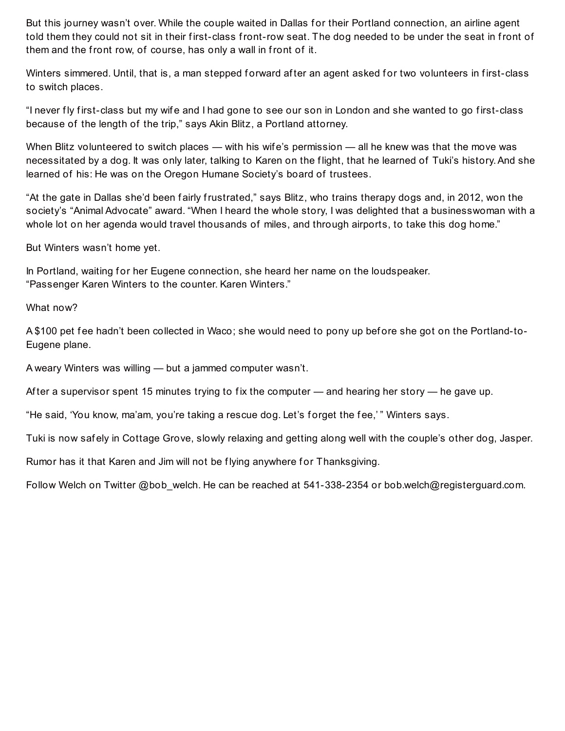But this journey wasn't over. While the couple waited in Dallas for their Portland connection, an airline agent told them they could not sit in their first-class front-row seat. The dog needed to be under the seat in front of them and the front row, of course, has only a wall in front of it.

Winters simmered. Until, that is, a man stepped forward after an agent asked for two volunteers in first-class to switch places.

"I never fly first-class but my wife and I had gone to see our son in London and she wanted to go first-class because of the length of the trip," says Akin Blitz, a Portland attorney.

When Blitz volunteered to switch places — with his wife's permission — all he knew was that the move was necessitated by a dog. It was only later, talking to Karen on the flight, that he learned of Tuki's history. And she learned of his: He was on the Oregon Humane Society's board of trustees.

"At the gate in Dallas she'd been fairly frustrated," says Blitz, who trains therapy dogs and, in 2012, won the society's "Animal Advocate" award. "When I heard the whole story, I was delighted that a businesswoman with a whole lot on her agenda would travel thousands of miles, and through airports, to take this dog home."

But Winters wasn't home yet.

In Portland, waiting for her Eugene connection, she heard her name on the loudspeaker.
"Passenger Karen Winters to the counter. Karen Winters."

What now?

A $100 pet fee hadn't been collected in Waco; she would need to pony up before she got on the Portland-to-Eugene plane.

A weary Winters was willing — but a jammed computer wasn't.

After a supervisor spent 15 minutes trying to fix the computer — and hearing her story — he gave up.

"He said, 'You know, ma'am, you're taking a rescue dog. Let's forget the fee,' " Winters says.

Tuki is now safely in Cottage Grove, slowly relaxing and getting along well with the couple's other dog, Jasper.

Rumor has it that Karen and Jim will not be flying anywhere for Thanksgiving.

Follow Welch on Twitter @bob_welch. He can be reached at 541-338-2354 or bob.welch@registerguard.com.